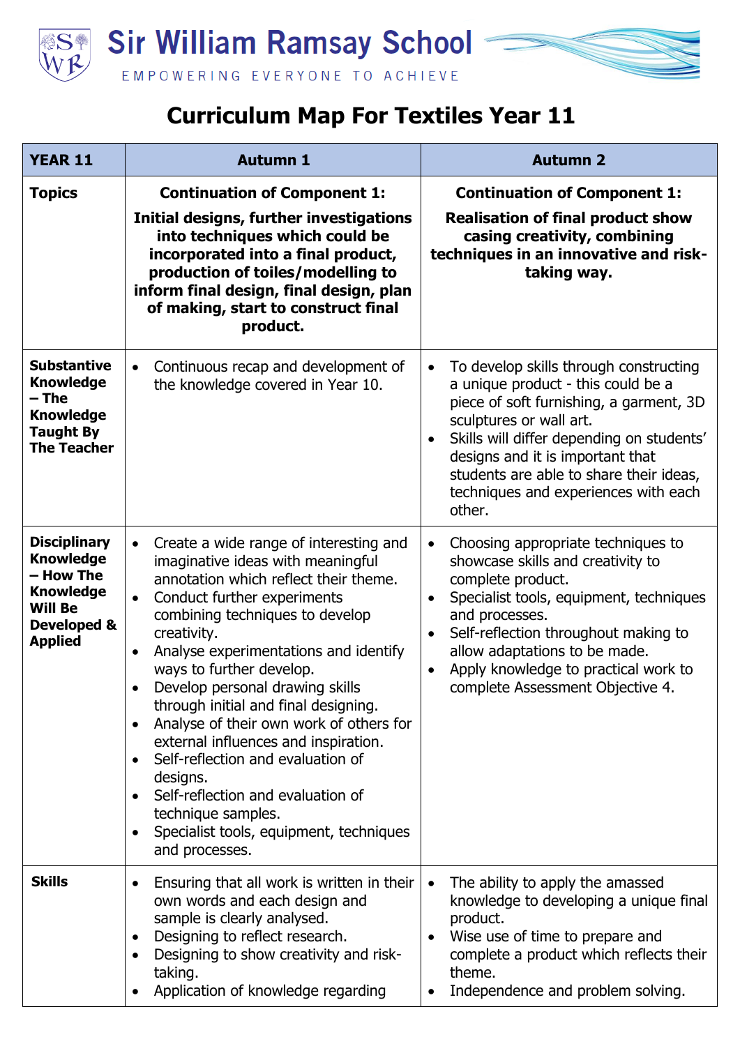# Sir William Ramsay School

EMPOWERING EVERYONE TO ACHIEVE

## Curriculum Map For Textiles Year 11

| YEAR 11 | Autumn 1 | Autumn 2 |
|---|---|---|
| **Topics** | **Continuation of Component 1:** **Initial designs, further investigations into techniques which could be incorporated into a final product, production of toiles/modelling to inform final design, final design, plan of making, start to construct final product.** | **Continuation of Component 1:** **Realisation of final product show casing creativity, combining techniques in an innovative and risk-taking way.** |
| **Substantive Knowledge – The Knowledge Taught By The Teacher** | • Continuous recap and development of the knowledge covered in Year 10. | • To develop skills through constructing a unique product - this could be a piece of soft furnishing, a garment, 3D sculptures or wall art.<br>• Skills will differ depending on students' designs and it is important that students are able to share their ideas, techniques and experiences with each other. |
| **Disciplinary Knowledge – How The Knowledge Will Be Developed & Applied** | • Create a wide range of interesting and imaginative ideas with meaningful annotation which reflect their theme.<br>• Conduct further experiments combining techniques to develop creativity.<br>• Analyse experimentations and identify ways to further develop.<br>• Develop personal drawing skills through initial and final designing.<br>• Analyse of their own work of others for external influences and inspiration.<br>• Self-reflection and evaluation of designs.<br>• Self-reflection and evaluation of technique samples.<br>• Specialist tools, equipment, techniques and processes. | • Choosing appropriate techniques to showcase skills and creativity to complete product.<br>• Specialist tools, equipment, techniques and processes.<br>• Self-reflection throughout making to allow adaptations to be made.<br>• Apply knowledge to practical work to complete Assessment Objective 4. |
| **Skills** | • Ensuring that all work is written in their own words and each design and sample is clearly analysed.<br>• Designing to reflect research.<br>• Designing to show creativity and risk-taking.<br>• Application of knowledge regarding | • The ability to apply the amassed knowledge to developing a unique final product.<br>• Wise use of time to prepare and complete a product which reflects their theme.<br>• Independence and problem solving. |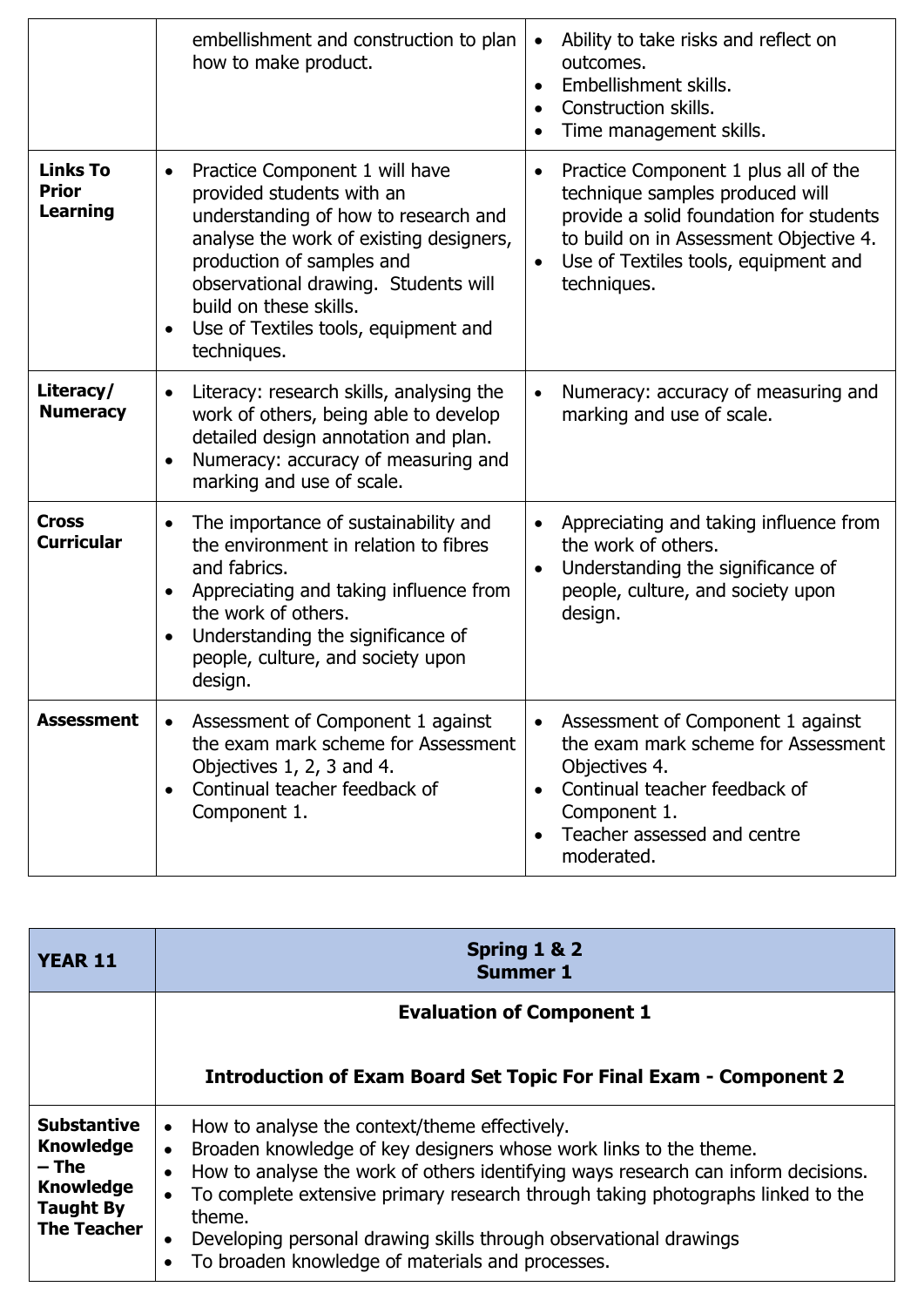| | | |
|---|---|---|
| | embellishment and construction to plan how to make product. | • Ability to take risks and reflect on outcomes.<br>• Embellishment skills.<br>• Construction skills.<br>• Time management skills. |
| **Links To Prior Learning** | • Practice Component 1 will have provided students with an understanding of how to research and analyse the work of existing designers, production of samples and observational drawing. Students will build on these skills.<br>• Use of Textiles tools, equipment and techniques. | • Practice Component 1 plus all of the technique samples produced will provide a solid foundation for students to build on in Assessment Objective 4.<br>• Use of Textiles tools, equipment and techniques. |
| **Literacy/ Numeracy** | • Literacy: research skills, analysing the work of others, being able to develop detailed design annotation and plan.<br>• Numeracy: accuracy of measuring and marking and use of scale. | • Numeracy: accuracy of measuring and marking and use of scale. |
| **Cross Curricular** | • The importance of sustainability and the environment in relation to fibres and fabrics.<br>• Appreciating and taking influence from the work of others.<br>• Understanding the significance of people, culture, and society upon design. | • Appreciating and taking influence from the work of others.<br>• Understanding the significance of people, culture, and society upon design. |
| **Assessment** | • Assessment of Component 1 against the exam mark scheme for Assessment Objectives 1, 2, 3 and 4.<br>• Continual teacher feedback of Component 1. | • Assessment of Component 1 against the exam mark scheme for Assessment Objectives 4.<br>• Continual teacher feedback of Component 1.<br>• Teacher assessed and centre moderated. |

| **YEAR 11** | **Spring 1 & 2**<br>**Summer 1** |
|---|---|
| | **Evaluation of Component 1**<br><br>**Introduction of Exam Board Set Topic For Final Exam - Component 2** |
| **Substantive Knowledge – The Knowledge Taught By The Teacher** | • How to analyse the context/theme effectively.<br>• Broaden knowledge of key designers whose work links to the theme.<br>• How to analyse the work of others identifying ways research can inform decisions.<br>• To complete extensive primary research through taking photographs linked to the theme.<br>• Developing personal drawing skills through observational drawings<br>• To broaden knowledge of materials and processes. |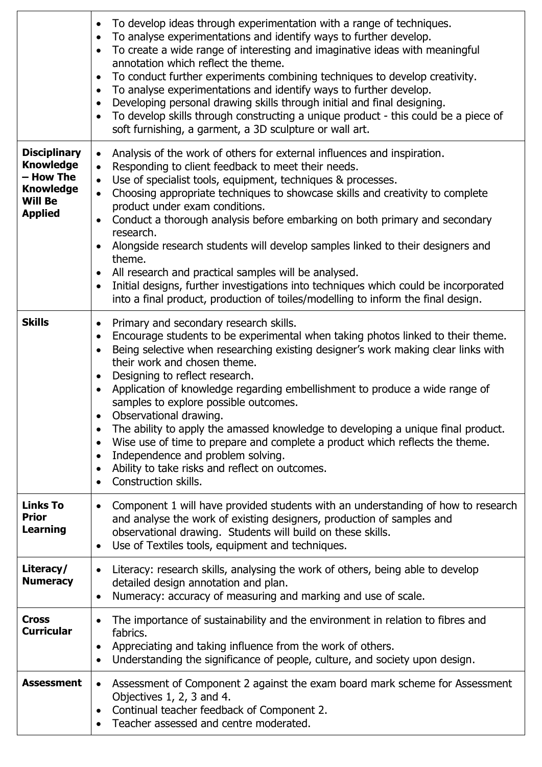| | |
|---|---|
| | • To develop ideas through experimentation with a range of techniques.<br>• To analyse experimentations and identify ways to further develop.<br>• To create a wide range of interesting and imaginative ideas with meaningful annotation which reflect the theme.<br>• To conduct further experiments combining techniques to develop creativity.<br>• To analyse experimentations and identify ways to further develop.<br>• Developing personal drawing skills through initial and final designing.<br>• To develop skills through constructing a unique product - this could be a piece of soft furnishing, a garment, a 3D sculpture or wall art. |
| **Disciplinary Knowledge – How The Knowledge Will Be Applied** | • Analysis of the work of others for external influences and inspiration.<br>• Responding to client feedback to meet their needs.<br>• Use of specialist tools, equipment, techniques & processes.<br>• Choosing appropriate techniques to showcase skills and creativity to complete product under exam conditions.<br>• Conduct a thorough analysis before embarking on both primary and secondary research.<br>• Alongside research students will develop samples linked to their designers and theme.<br>• All research and practical samples will be analysed.<br>• Initial designs, further investigations into techniques which could be incorporated into a final product, production of toiles/modelling to inform the final design. |
| **Skills** | • Primary and secondary research skills.<br>• Encourage students to be experimental when taking photos linked to their theme.<br>• Being selective when researching existing designer's work making clear links with their work and chosen theme.<br>• Designing to reflect research.<br>• Application of knowledge regarding embellishment to produce a wide range of samples to explore possible outcomes.<br>• Observational drawing.<br>• The ability to apply the amassed knowledge to developing a unique final product.<br>• Wise use of time to prepare and complete a product which reflects the theme.<br>• Independence and problem solving.<br>• Ability to take risks and reflect on outcomes.<br>• Construction skills. |
| **Links To Prior Learning** | • Component 1 will have provided students with an understanding of how to research and analyse the work of existing designers, production of samples and observational drawing. Students will build on these skills.<br>• Use of Textiles tools, equipment and techniques. |
| **Literacy/ Numeracy** | • Literacy: research skills, analysing the work of others, being able to develop detailed design annotation and plan.<br>• Numeracy: accuracy of measuring and marking and use of scale. |
| **Cross Curricular** | • The importance of sustainability and the environment in relation to fibres and fabrics.<br>• Appreciating and taking influence from the work of others.<br>• Understanding the significance of people, culture, and society upon design. |
| **Assessment** | • Assessment of Component 2 against the exam board mark scheme for Assessment Objectives 1, 2, 3 and 4.<br>• Continual teacher feedback of Component 2.<br>• Teacher assessed and centre moderated. |